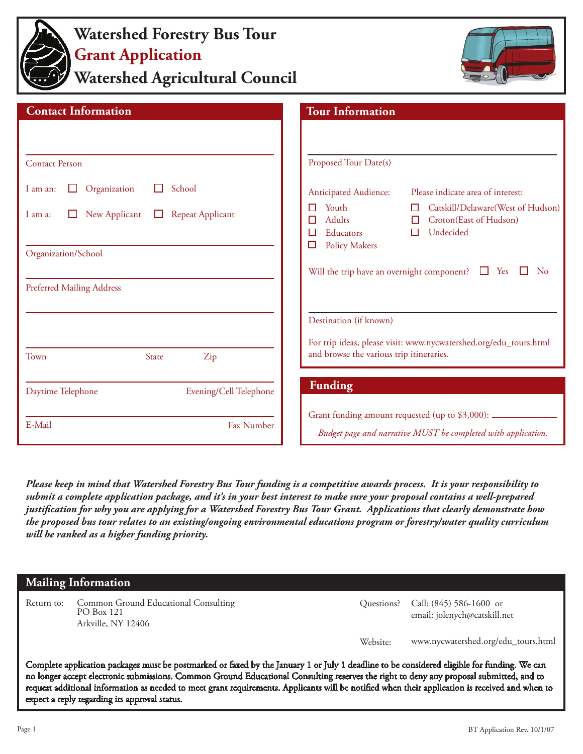# Watershed Forestry Bus Tour
# Grant Application
# Watershed Agricultural Council

## Contact Information

Contact Person

I am an: ☐ Organization ☐ School

I am a: ☐ New Applicant ☐ Repeat Applicant

Organization/School

Preferred Mailing Address

Town State Zip

Daytime Telephone Evening/Cell Telephone

E-Mail Fax Number

## Tour Information

Proposed Tour Date(s)

Anticipated Audience:
- ☐ Youth
- ☐ Adults
- ☐ Educators
- ☐ Policy Makers

Please indicate area of interest:
- ☐ Catskill/Delaware(West of Hudson)
- ☐ Croton(East of Hudson)
- ☐ Undecided

Will the trip have an overnight component? ☐ Yes ☐ No

Destination (if known)

For trip ideas, please visit: www.nycwatershed.org/edu_tours.html and browse the various trip itineraries.

## Funding

Grant funding amount requested (up to $3,000): ____________

*Budget page and narrative MUST be completed with application.*

***Please keep in mind that Watershed Forestry Bus Tour funding is a competitive awards process. It is your responsibility to submit a complete application package, and it's in your best interest to make sure your proposal contains a well-prepared justification for why you are applying for a Watershed Forestry Bus Tour Grant. Applications that clearly demonstrate how the proposed bus tour relates to an existing/ongoing environmental educations program or forestry/water quality curriculum will be ranked as a higher funding priority.***

## Mailing Information

Return to: Common Ground Educational Consulting
PO Box 121
Arkville, NY 12406

Questions? Call: (845) 586-1600 or
email: jolenych@catskill.net

Website: www.nycwatershed.org/edu_tours.html

Complete application packages must be postmarked or faxed by the January 1 or July 1 deadline to be considered eligible for funding. We can no longer accept electronic submissions. Common Ground Educational Consulting reserves the right to deny any proposal submitted, and to request additional information as needed to meet grant requirements. Applicants will be notified when their application is received and when to expect a reply regarding its approval status.

BT Application Rev. 10/1/07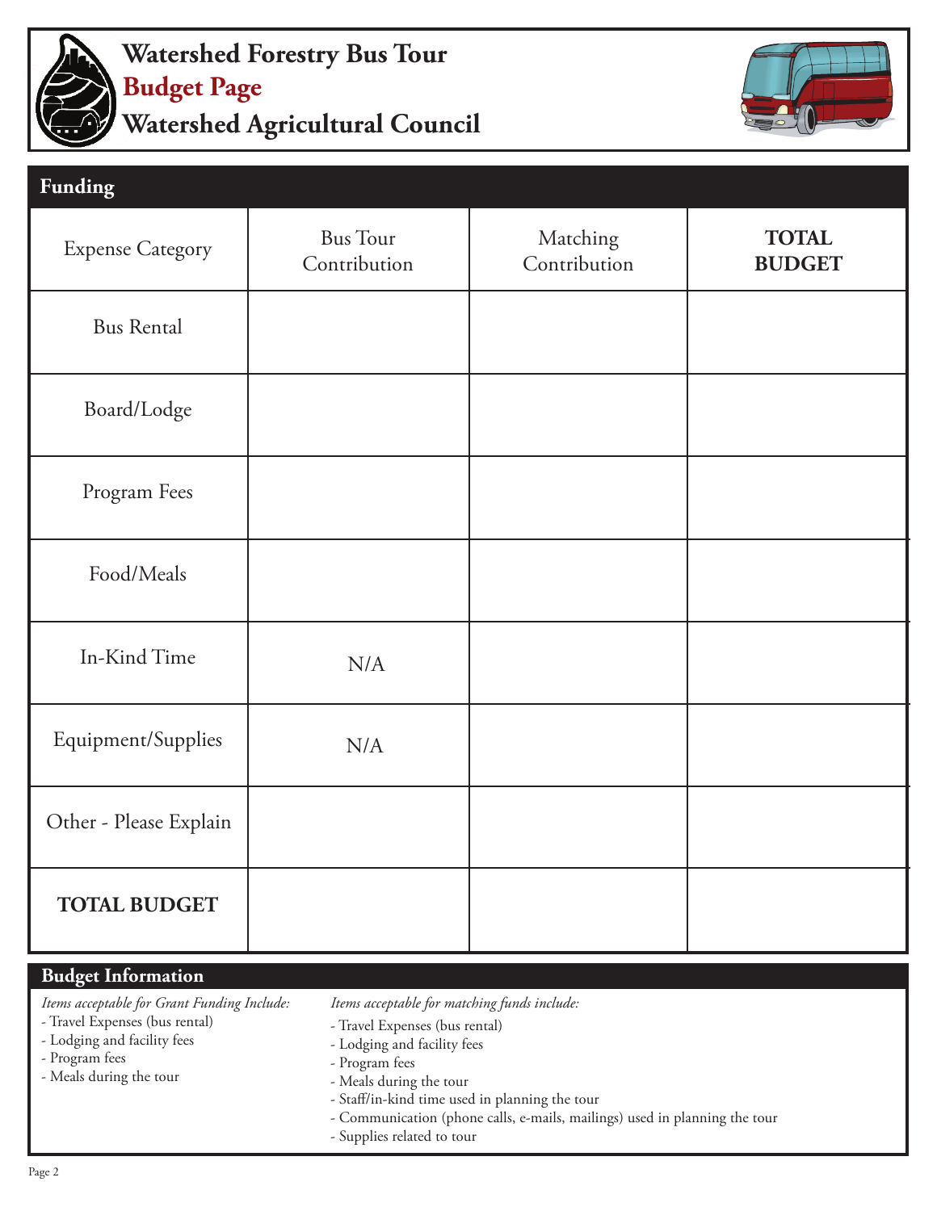# Watershed Forestry Bus Tour

## Budget Page

## Watershed Agricultural Council

### Funding

| Expense Category | Bus Tour Contribution | Matching Contribution | **TOTAL BUDGET** |
|---|---|---|---|
| Bus Rental | | | |
| Board/Lodge | | | |
| Program Fees | | | |
| Food/Meals | | | |
| In-Kind Time | N/A | | |
| Equipment/Supplies | N/A | | |
| Other - Please Explain | | | |
| **TOTAL BUDGET** | | | |

### Budget Information

*Items acceptable for Grant Funding Include:*

- Travel Expenses (bus rental)
- Lodging and facility fees
- Program fees
- Meals during the tour

*Items acceptable for matching funds include:*

- Travel Expenses (bus rental)
- Lodging and facility fees
- Program fees
- Meals during the tour
- Staff/in-kind time used in planning the tour
- Communication (phone calls, e-mails, mailings) used in planning the tour
- Supplies related to tour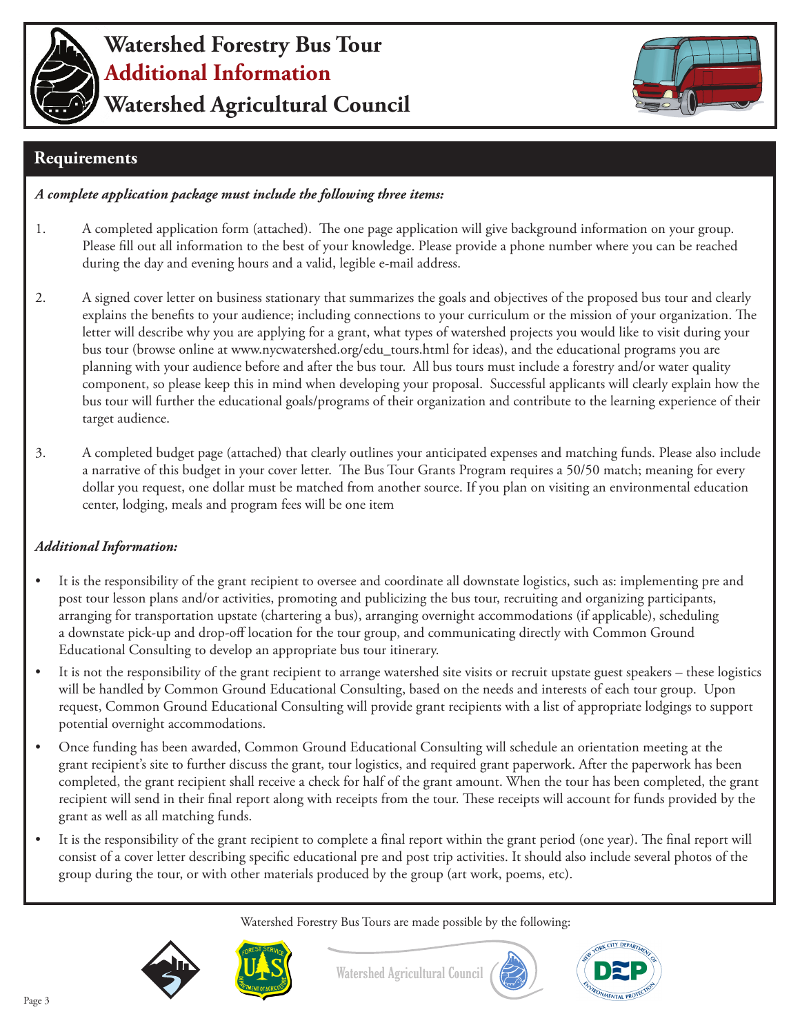# Watershed Forestry Bus Tour
## Additional Information
## Watershed Agricultural Council

## Requirements

***A complete application package must include the following three items:***

1. A completed application form (attached). The one page application will give background information on your group. Please fill out all information to the best of your knowledge. Please provide a phone number where you can be reached during the day and evening hours and a valid, legible e-mail address.

2. A signed cover letter on business stationary that summarizes the goals and objectives of the proposed bus tour and clearly explains the benefits to your audience; including connections to your curriculum or the mission of your organization. The letter will describe why you are applying for a grant, what types of watershed projects you would like to visit during your bus tour (browse online at www.nycwatershed.org/edu_tours.html for ideas), and the educational programs you are planning with your audience before and after the bus tour. All bus tours must include a forestry and/or water quality component, so please keep this in mind when developing your proposal. Successful applicants will clearly explain how the bus tour will further the educational goals/programs of their organization and contribute to the learning experience of their target audience.

3. A completed budget page (attached) that clearly outlines your anticipated expenses and matching funds. Please also include a narrative of this budget in your cover letter. The Bus Tour Grants Program requires a 50/50 match; meaning for every dollar you request, one dollar must be matched from another source. If you plan on visiting an environmental education center, lodging, meals and program fees will be one item

***Additional Information:***

- It is the responsibility of the grant recipient to oversee and coordinate all downstate logistics, such as: implementing pre and post tour lesson plans and/or activities, promoting and publicizing the bus tour, recruiting and organizing participants, arranging for transportation upstate (chartering a bus), arranging overnight accommodations (if applicable), scheduling a downstate pick-up and drop-off location for the tour group, and communicating directly with Common Ground Educational Consulting to develop an appropriate bus tour itinerary.
- It is not the responsibility of the grant recipient to arrange watershed site visits or recruit upstate guest speakers – these logistics will be handled by Common Ground Educational Consulting, based on the needs and interests of each tour group. Upon request, Common Ground Educational Consulting will provide grant recipients with a list of appropriate lodgings to support potential overnight accommodations.
- Once funding has been awarded, Common Ground Educational Consulting will schedule an orientation meeting at the grant recipient's site to further discuss the grant, tour logistics, and required grant paperwork. After the paperwork has been completed, the grant recipient shall receive a check for half of the grant amount. When the tour has been completed, the grant recipient will send in their final report along with receipts from the tour. These receipts will account for funds provided by the grant as well as all matching funds.
- It is the responsibility of the grant recipient to complete a final report within the grant period (one year). The final report will consist of a cover letter describing specific educational pre and post trip activities. It should also include several photos of the group during the tour, or with other materials produced by the group (art work, poems, etc).

Watershed Forestry Bus Tours are made possible by the following:

Watershed Agricultural Council